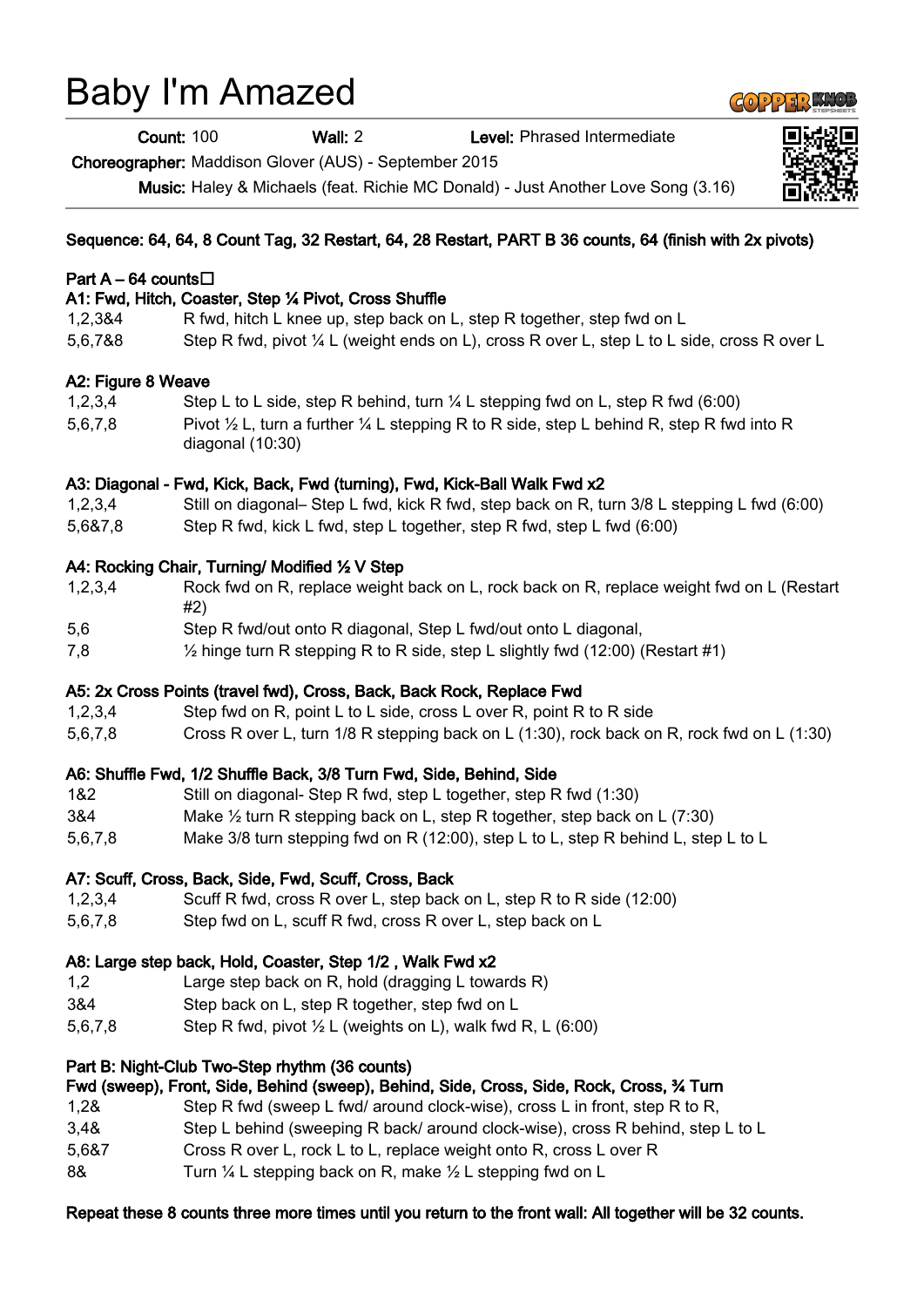# Baby I'm Amazed

**Count:** 100 **Wall:** 2 **Level:** Phrased Intermediate

**Choreographer:** Maddison Glover (AUS) - September 2015

**Music:** Haley & Michaels (feat. Richie MC Donald) - Just Another Love Song (3.16)

**Sequence: 64, 64, 8 Count Tag, 32 Restart, 64, 28 Restart, PART B 36 counts, 64 (finish with 2x pivots)**

**Part A – 64 counts**

**A1: Fwd, Hitch, Coaster, Step ¼ Pivot, Cross Shuffle**

| | |
|---|---|
| 1,2,3&4 | R fwd, hitch L knee up, step back on L, step R together, step fwd on L |
| 5,6,7&8 | Step R fwd, pivot ¼ L (weight ends on L), cross R over L, step L to L side, cross R over L |

**A2: Figure 8 Weave**

| | |
|---|---|
| 1,2,3,4 | Step L to L side, step R behind, turn ¼ L stepping fwd on L, step R fwd (6:00) |
| 5,6,7,8 | Pivot ½ L, turn a further ¼ L stepping R to R side, step L behind R, step R fwd into R diagonal (10:30) |

**A3: Diagonal - Fwd, Kick, Back, Fwd (turning), Fwd, Kick-Ball Walk Fwd x2**

| | |
|---|---|
| 1,2,3,4 | Still on diagonal– Step L fwd, kick R fwd, step back on R, turn 3/8 L stepping L fwd (6:00) |
| 5,6&7,8 | Step R fwd, kick L fwd, step L together, step R fwd, step L fwd (6:00) |

**A4: Rocking Chair, Turning/ Modified ½ V Step**

| | |
|---|---|
| 1,2,3,4 | Rock fwd on R, replace weight back on L, rock back on R, replace weight fwd on L (Restart #2) |
| 5,6 | Step R fwd/out onto R diagonal, Step L fwd/out onto L diagonal, |
| 7,8 | ½ hinge turn R stepping R to R side, step L slightly fwd (12:00) (Restart #1) |

**A5: 2x Cross Points (travel fwd), Cross, Back, Back Rock, Replace Fwd**

| | |
|---|---|
| 1,2,3,4 | Step fwd on R, point L to L side, cross L over R, point R to R side |
| 5,6,7,8 | Cross R over L, turn 1/8 R stepping back on L (1:30), rock back on R, rock fwd on L (1:30) |

**A6: Shuffle Fwd, 1/2 Shuffle Back, 3/8 Turn Fwd, Side, Behind, Side**

| | |
|---|---|
| 1&2 | Still on diagonal- Step R fwd, step L together, step R fwd (1:30) |
| 3&4 | Make ½ turn R stepping back on L, step R together, step back on L (7:30) |
| 5,6,7,8 | Make 3/8 turn stepping fwd on R (12:00), step L to L, step R behind L, step L to L |

**A7: Scuff, Cross, Back, Side, Fwd, Scuff, Cross, Back**

| | |
|---|---|
| 1,2,3,4 | Scuff R fwd, cross R over L, step back on L, step R to R side (12:00) |
| 5,6,7,8 | Step fwd on L, scuff R fwd, cross R over L, step back on L |

**A8: Large step back, Hold, Coaster, Step 1/2 , Walk Fwd x2**

| | |
|---|---|
| 1,2 | Large step back on R, hold (dragging L towards R) |
| 3&4 | Step back on L, step R together, step fwd on L |
| 5,6,7,8 | Step R fwd, pivot ½ L (weights on L), walk fwd R, L (6:00) |

**Part B: Night-Club Two-Step rhythm (36 counts)**

**Fwd (sweep), Front, Side, Behind (sweep), Behind, Side, Cross, Side, Rock, Cross, ¾ Turn**

| | |
|---|---|
| 1,2& | Step R fwd (sweep L fwd/ around clock-wise), cross L in front, step R to R, |
| 3,4& | Step L behind (sweeping R back/ around clock-wise), cross R behind, step L to L |
| 5,6&7 | Cross R over L, rock L to L, replace weight onto R, cross L over R |
| 8& | Turn ¼ L stepping back on R, make ½ L stepping fwd on L |

**Repeat these 8 counts three more times until you return to the front wall: All together will be 32 counts.**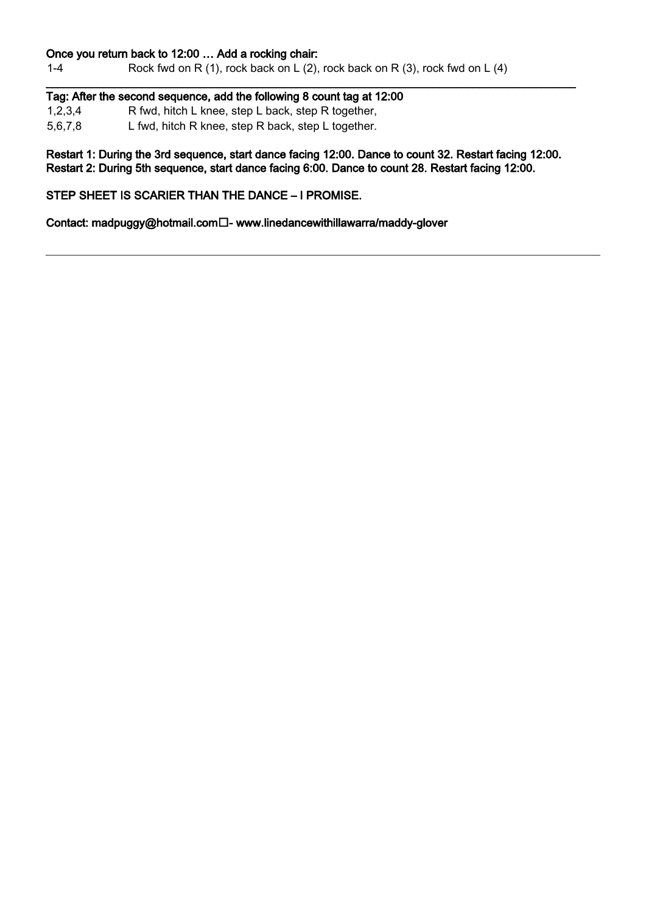**Once you return back to 12:00 … Add a rocking chair:**

| | |
|---|---|
| 1-4 | Rock fwd on R (1), rock back on L (2), rock back on R (3), rock fwd on L (4) |

---

**Tag: After the second sequence, add the following 8 count tag at 12:00**

| | |
|---|---|
| 1,2,3,4 | R fwd, hitch L knee, step L back, step R together, |
| 5,6,7,8 | L fwd, hitch R knee, step R back, step L together. |

**Restart 1: During the 3rd sequence, start dance facing 12:00. Dance to count 32. Restart facing 12:00.**
**Restart 2: During 5th sequence, start dance facing 6:00. Dance to count 28. Restart facing 12:00.**

**STEP SHEET IS SCARIER THAN THE DANCE – I PROMISE.**

**Contact: madpuggy@hotmail.com☐- www.linedancewithillawarra/maddy-glover**